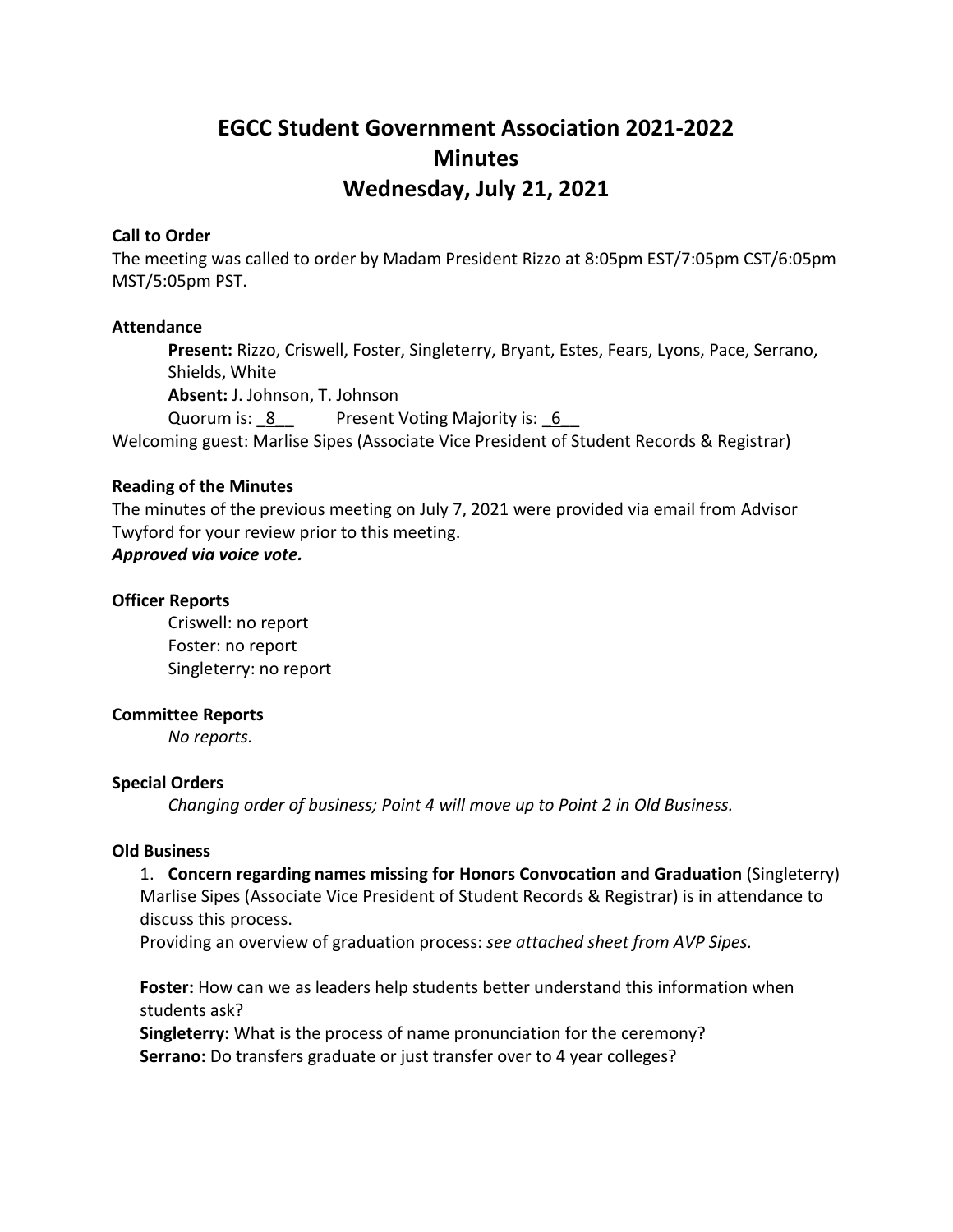# EGCC Student Government Association 2021-2022
# Minutes
# Wednesday, July 21, 2021

**Call to Order**

The meeting was called to order by Madam President Rizzo at 8:05pm EST/7:05pm CST/6:05pm MST/5:05pm PST.

**Attendance**

**Present:** Rizzo, Criswell, Foster, Singleterry, Bryant, Estes, Fears, Lyons, Pace, Serrano, Shields, White

**Absent:** J. Johnson, T. Johnson

Quorum is: _8__ Present Voting Majority is: _6__

Welcoming guest: Marlise Sipes (Associate Vice President of Student Records & Registrar)

**Reading of the Minutes**

The minutes of the previous meeting on July 7, 2021 were provided via email from Advisor Twyford for your review prior to this meeting.

***Approved via voice vote.***

**Officer Reports**

Criswell: no report

Foster: no report

Singleterry: no report

**Committee Reports**

*No reports.*

**Special Orders**

*Changing order of business; Point 4 will move up to Point 2 in Old Business.*

**Old Business**

1. **Concern regarding names missing for Honors Convocation and Graduation** (Singleterry)

Marlise Sipes (Associate Vice President of Student Records & Registrar) is in attendance to discuss this process.

Providing an overview of graduation process: *see attached sheet from AVP Sipes.*

**Foster:** How can we as leaders help students better understand this information when students ask?

**Singleterry:** What is the process of name pronunciation for the ceremony?

**Serrano:** Do transfers graduate or just transfer over to 4 year colleges?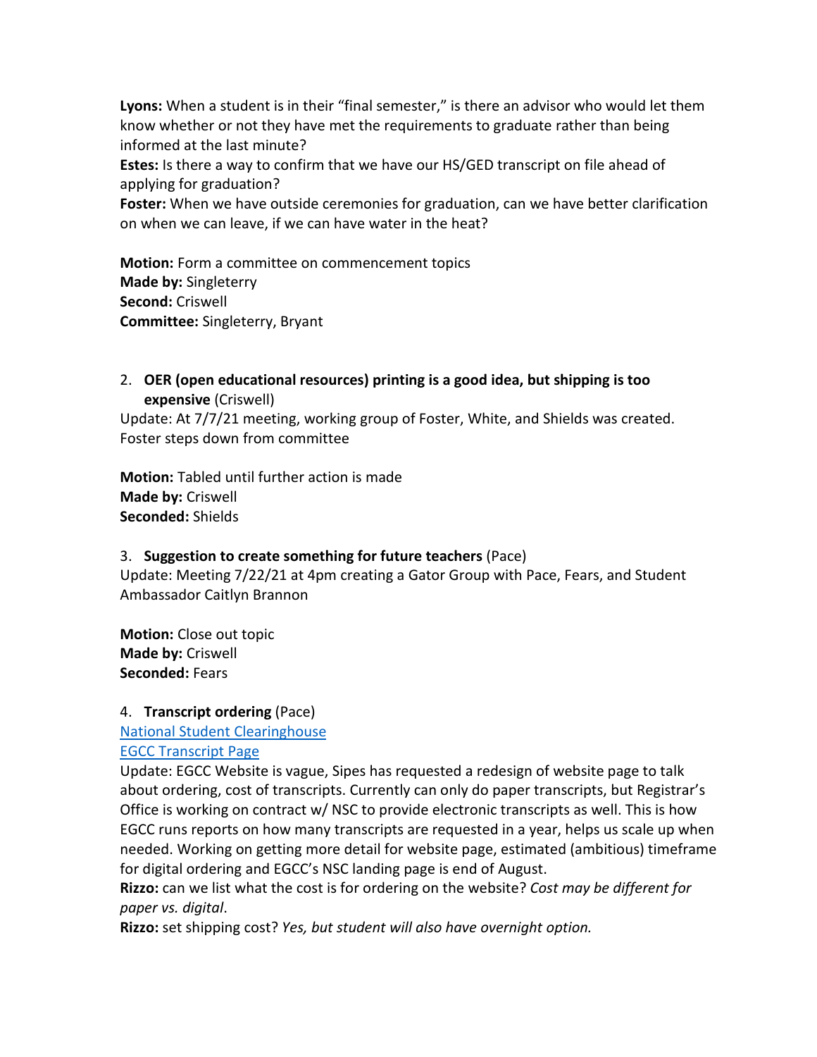**Lyons:** When a student is in their "final semester," is there an advisor who would let them know whether or not they have met the requirements to graduate rather than being informed at the last minute?
**Estes:** Is there a way to confirm that we have our HS/GED transcript on file ahead of applying for graduation?
**Foster:** When we have outside ceremonies for graduation, can we have better clarification on when we can leave, if we can have water in the heat?

**Motion:** Form a committee on commencement topics
**Made by:** Singleterry
**Second:** Criswell
**Committee:** Singleterry, Bryant

2. **OER (open educational resources) printing is a good idea, but shipping is too expensive** (Criswell)

Update: At 7/7/21 meeting, working group of Foster, White, and Shields was created. Foster steps down from committee

**Motion:** Tabled until further action is made
**Made by:** Criswell
**Seconded:** Shields

3. **Suggestion to create something for future teachers** (Pace)

Update: Meeting 7/22/21 at 4pm creating a Gator Group with Pace, Fears, and Student Ambassador Caitlyn Brannon

**Motion:** Close out topic
**Made by:** Criswell
**Seconded:** Fears

4. **Transcript ordering** (Pace)

[National Student Clearinghouse]
[EGCC Transcript Page]

Update: EGCC Website is vague, Sipes has requested a redesign of website page to talk about ordering, cost of transcripts. Currently can only do paper transcripts, but Registrar's Office is working on contract w/ NSC to provide electronic transcripts as well. This is how EGCC runs reports on how many transcripts are requested in a year, helps us scale up when needed. Working on getting more detail for website page, estimated (ambitious) timeframe for digital ordering and EGCC's NSC landing page is end of August.
**Rizzo:** can we list what the cost is for ordering on the website? *Cost may be different for paper vs. digital*.
**Rizzo:** set shipping cost? *Yes, but student will also have overnight option.*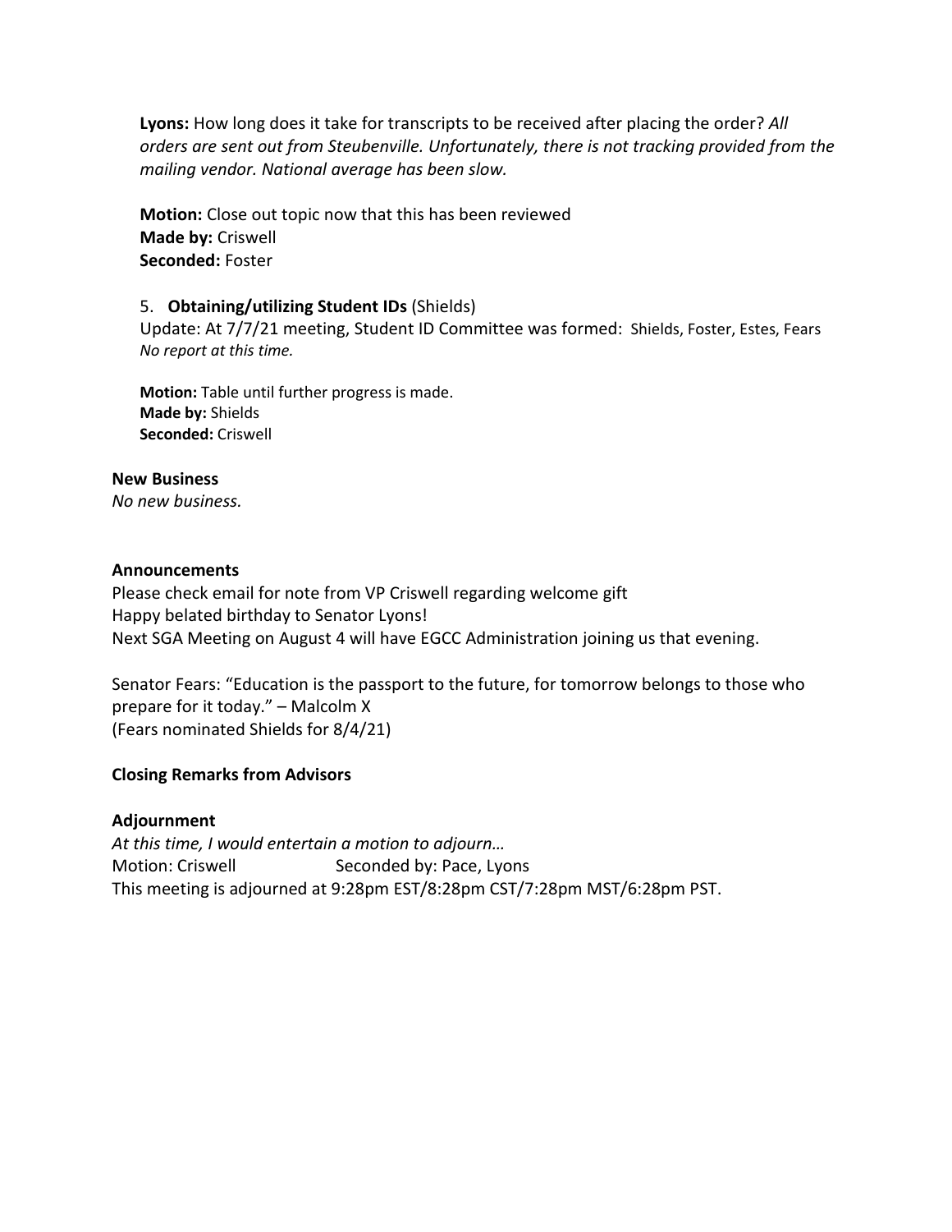**Lyons:** How long does it take for transcripts to be received after placing the order? *All orders are sent out from Steubenville. Unfortunately, there is not tracking provided from the mailing vendor. National average has been slow.*

**Motion:** Close out topic now that this has been reviewed
**Made by:** Criswell
**Seconded:** Foster

5. **Obtaining/utilizing Student IDs** (Shields)
Update: At 7/7/21 meeting, Student ID Committee was formed: Shields, Foster, Estes, Fears
*No report at this time.*

**Motion:** Table until further progress is made.
**Made by:** Shields
**Seconded:** Criswell

**New Business**
*No new business.*

**Announcements**
Please check email for note from VP Criswell regarding welcome gift
Happy belated birthday to Senator Lyons!
Next SGA Meeting on August 4 will have EGCC Administration joining us that evening.

Senator Fears: "Education is the passport to the future, for tomorrow belongs to those who prepare for it today." – Malcolm X
(Fears nominated Shields for 8/4/21)

**Closing Remarks from Advisors**

**Adjournment**
*At this time, I would entertain a motion to adjourn…*
Motion: Criswell Seconded by: Pace, Lyons
This meeting is adjourned at 9:28pm EST/8:28pm CST/7:28pm MST/6:28pm PST.